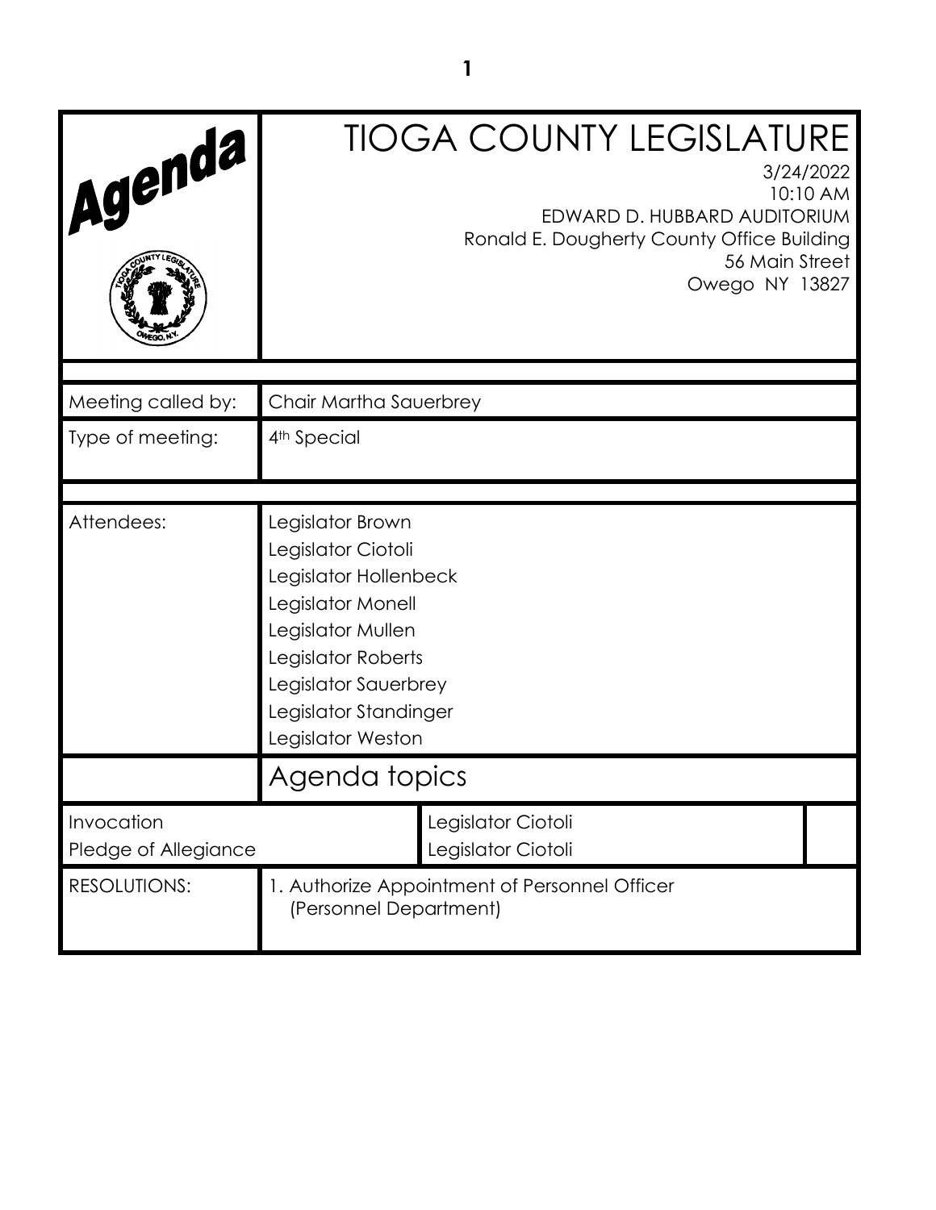# Agenda

# TIOGA COUNTY LEGISLATURE

3/24/2022
10:10 AM
EDWARD D. HUBBARD AUDITORIUM
Ronald E. Dougherty County Office Building
56 Main Street
Owego NY 13827

| | |
|---|---|
| Meeting called by: | Chair Martha Sauerbrey |
| Type of meeting: | 4th Special |

| | |
|---|---|
| Attendees: | Legislator Brown<br>Legislator Ciotoli<br>Legislator Hollenbeck<br>Legislator Monell<br>Legislator Mullen<br>Legislator Roberts<br>Legislator Sauerbrey<br>Legislator Standinger<br>Legislator Weston |

## Agenda topics

| | |
|---|---|
| Invocation | Legislator Ciotoli |
| Pledge of Allegiance | Legislator Ciotoli |
| RESOLUTIONS: | 1. Authorize Appointment of Personnel Officer (Personnel Department) |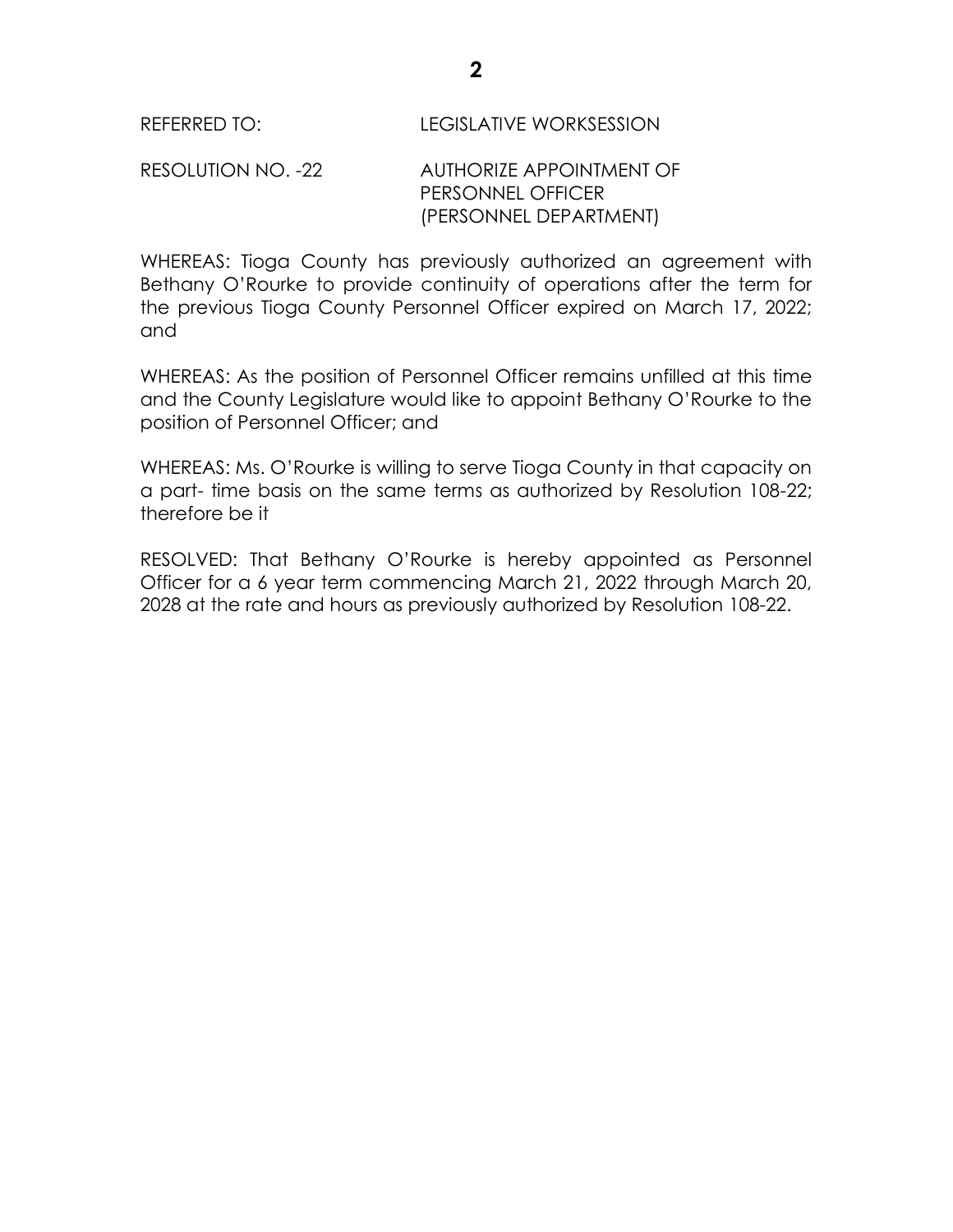REFERRED TO: LEGISLATIVE WORKSESSION

RESOLUTION NO. -22 AUTHORIZE APPOINTMENT OF PERSONNEL OFFICER (PERSONNEL DEPARTMENT)

WHEREAS: Tioga County has previously authorized an agreement with Bethany O'Rourke to provide continuity of operations after the term for the previous Tioga County Personnel Officer expired on March 17, 2022; and

WHEREAS: As the position of Personnel Officer remains unfilled at this time and the County Legislature would like to appoint Bethany O'Rourke to the position of Personnel Officer; and

WHEREAS: Ms. O'Rourke is willing to serve Tioga County in that capacity on a part- time basis on the same terms as authorized by Resolution 108-22; therefore be it

RESOLVED: That Bethany O'Rourke is hereby appointed as Personnel Officer for a 6 year term commencing March 21, 2022 through March 20, 2028 at the rate and hours as previously authorized by Resolution 108-22.